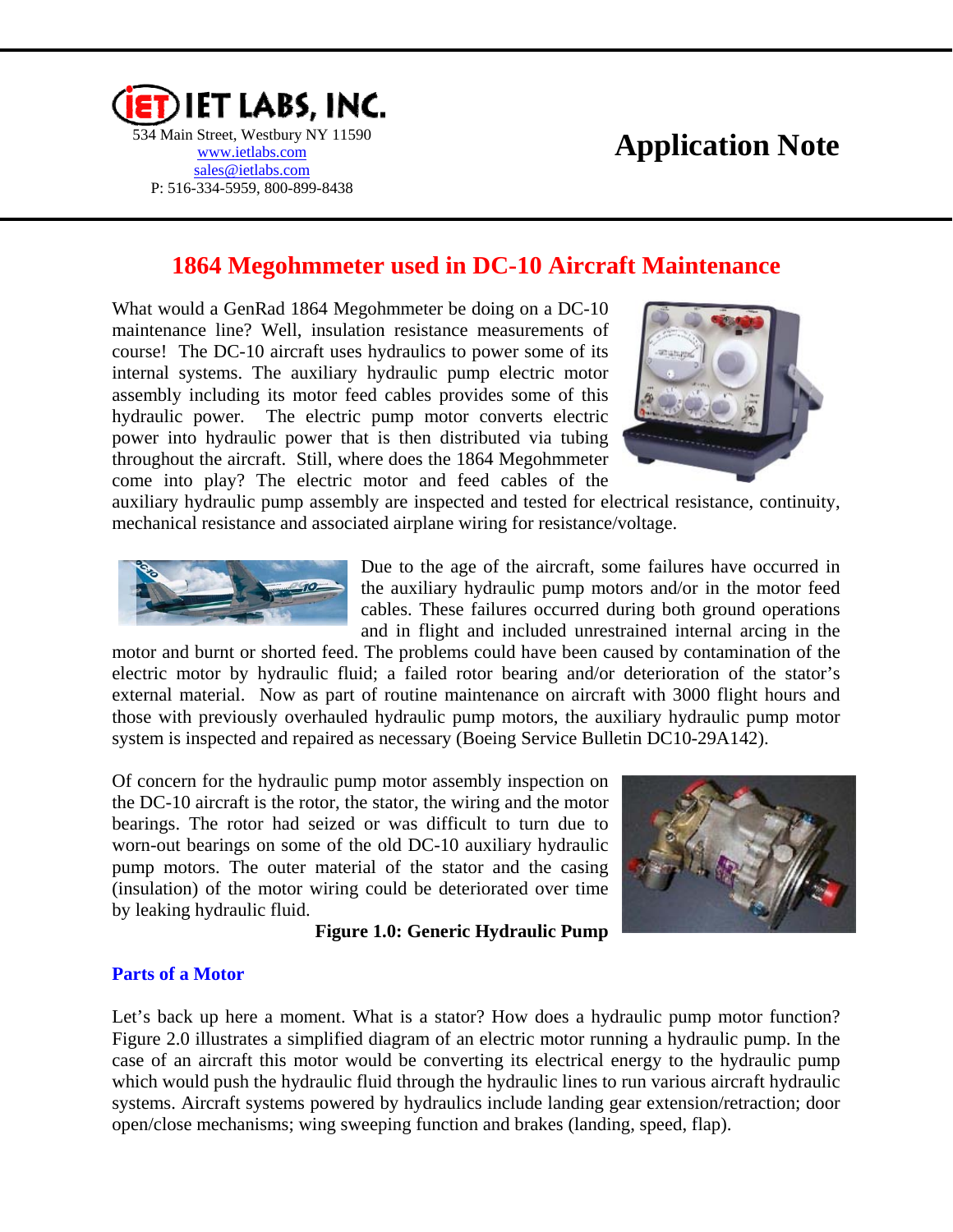IET LABS, INC.

534 Main Street, Westbury NY 11590
www.ietlabs.com
sales@ietlabs.com
P: 516-334-5959, 800-899-8438

# Application Note

## 1864 Megohmmeter used in DC-10 Aircraft Maintenance

What would a GenRad 1864 Megohmmeter be doing on a DC-10 maintenance line? Well, insulation resistance measurements of course! The DC-10 aircraft uses hydraulics to power some of its internal systems. The auxiliary hydraulic pump electric motor assembly including its motor feed cables provides some of this hydraulic power. The electric pump motor converts electric power into hydraulic power that is then distributed via tubing throughout the aircraft. Still, where does the 1864 Megohmmeter come into play? The electric motor and feed cables of the auxiliary hydraulic pump assembly are inspected and tested for electrical resistance, continuity, mechanical resistance and associated airplane wiring for resistance/voltage.

Due to the age of the aircraft, some failures have occurred in the auxiliary hydraulic pump motors and/or in the motor feed cables. These failures occurred during both ground operations and in flight and included unrestrained internal arcing in the motor and burnt or shorted feed. The problems could have been caused by contamination of the electric motor by hydraulic fluid; a failed rotor bearing and/or deterioration of the stator's external material. Now as part of routine maintenance on aircraft with 3000 flight hours and those with previously overhauled hydraulic pump motors, the auxiliary hydraulic pump motor system is inspected and repaired as necessary (Boeing Service Bulletin DC10-29A142).

Of concern for the hydraulic pump motor assembly inspection on the DC-10 aircraft is the rotor, the stator, the wiring and the motor bearings. The rotor had seized or was difficult to turn due to worn-out bearings on some of the old DC-10 auxiliary hydraulic pump motors. The outer material of the stator and the casing (insulation) of the motor wiring could be deteriorated over time by leaking hydraulic fluid.

**Figure 1.0: Generic Hydraulic Pump**

### Parts of a Motor

Let's back up here a moment. What is a stator? How does a hydraulic pump motor function? Figure 2.0 illustrates a simplified diagram of an electric motor running a hydraulic pump. In the case of an aircraft this motor would be converting its electrical energy to the hydraulic pump which would push the hydraulic fluid through the hydraulic lines to run various aircraft hydraulic systems. Aircraft systems powered by hydraulics include landing gear extension/retraction; door open/close mechanisms; wing sweeping function and brakes (landing, speed, flap).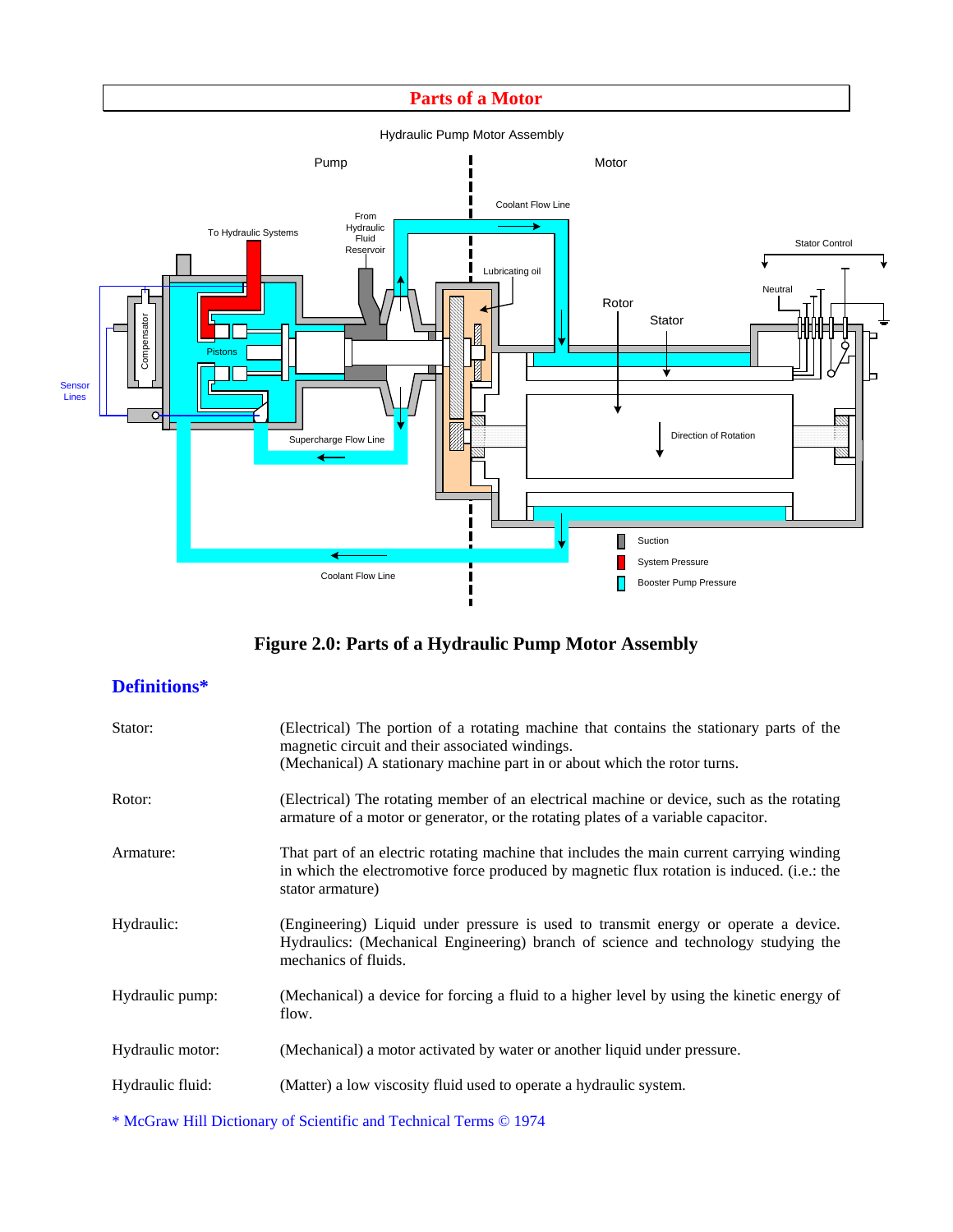## Parts of a Motor

Figure 2.0: Parts of a Hydraulic Pump Motor Assembly

## Definitions*

| | |
|---|---|
| Stator: | (Electrical) The portion of a rotating machine that contains the stationary parts of the magnetic circuit and their associated windings. (Mechanical) A stationary machine part in or about which the rotor turns. |
| Rotor: | (Electrical) The rotating member of an electrical machine or device, such as the rotating armature of a motor or generator, or the rotating plates of a variable capacitor. |
| Armature: | That part of an electric rotating machine that includes the main current carrying winding in which the electromotive force produced by magnetic flux rotation is induced. (i.e.: the stator armature) |
| Hydraulic: | (Engineering) Liquid under pressure is used to transmit energy or operate a device. Hydraulics: (Mechanical Engineering) branch of science and technology studying the mechanics of fluids. |
| Hydraulic pump: | (Mechanical) a device for forcing a fluid to a higher level by using the kinetic energy of flow. |
| Hydraulic motor: | (Mechanical) a motor activated by water or another liquid under pressure. |
| Hydraulic fluid: | (Matter) a low viscosity fluid used to operate a hydraulic system. |

* McGraw Hill Dictionary of Scientific and Technical Terms © 1974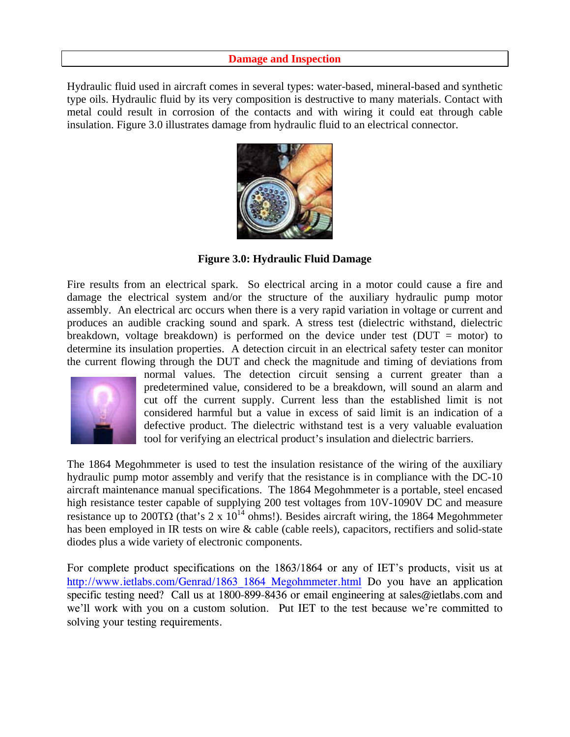## Damage and Inspection

Hydraulic fluid used in aircraft comes in several types: water-based, mineral-based and synthetic type oils. Hydraulic fluid by its very composition is destructive to many materials. Contact with metal could result in corrosion of the contacts and with wiring it could eat through cable insulation. Figure 3.0 illustrates damage from hydraulic fluid to an electrical connector.

**Figure 3.0: Hydraulic Fluid Damage**

Fire results from an electrical spark. So electrical arcing in a motor could cause a fire and damage the electrical system and/or the structure of the auxiliary hydraulic pump motor assembly. An electrical arc occurs when there is a very rapid variation in voltage or current and produces an audible cracking sound and spark. A stress test (dielectric withstand, dielectric breakdown, voltage breakdown) is performed on the device under test (DUT = motor) to determine its insulation properties. A detection circuit in an electrical safety tester can monitor the current flowing through the DUT and check the magnitude and timing of deviations from normal values. The detection circuit sensing a current greater than a predetermined value, considered to be a breakdown, will sound an alarm and cut off the current supply. Current less than the established limit is not considered harmful but a value in excess of said limit is an indication of a defective product. The dielectric withstand test is a very valuable evaluation tool for verifying an electrical product's insulation and dielectric barriers.

The 1864 Megohmmeter is used to test the insulation resistance of the wiring of the auxiliary hydraulic pump motor assembly and verify that the resistance is in compliance with the DC-10 aircraft maintenance manual specifications. The 1864 Megohmmeter is a portable, steel encased high resistance tester capable of supplying 200 test voltages from 10V-1090V DC and measure resistance up to 200TΩ (that's $2 \times 10^{14}$ ohms!). Besides aircraft wiring, the 1864 Megohmmeter has been employed in IR tests on wire & cable (cable reels), capacitors, rectifiers and solid-state diodes plus a wide variety of electronic components.

For complete product specifications on the 1863/1864 or any of IET's products, visit us at http://www.ietlabs.com/Genrad/1863_1864_Megohmmeter.html Do you have an application specific testing need? Call us at 1800-899-8436 or email engineering at sales@ietlabs.com and we'll work with you on a custom solution. Put IET to the test because we're committed to solving your testing requirements.